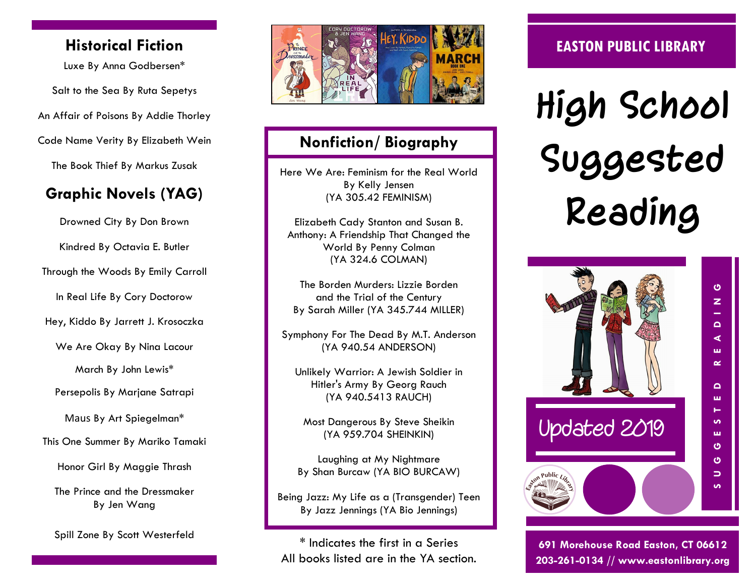## Historical Fiction

Luxe By Anna Godbersen*

Salt to the Sea By Ruta Sepetys

An Affair of Poisons By Addie Thorley

Code Name Verity By Elizabeth Wein

The Book Thief By Markus Zusak

## Graphic Novels (YAG)

Drowned City By Don Brown

Kindred By Octavia E. Butler

Through the Woods By Emily Carroll

In Real Life By Cory Doctorow

Hey, Kiddo By Jarrett J. Krosoczka

We Are Okay By Nina Lacour

March By John Lewis*

Persepolis By Marjane Satrapi

Maus By Art Spiegelman*

This One Summer By Mariko Tamaki

Honor Girl By Maggie Thrash

The Prince and the Dressmaker By Jen Wang

Spill Zone By Scott Westerfeld

## Nonfiction/ Biography

Here We Are: Feminism for the Real World By Kelly Jensen (YA 305.42 FEMINISM)

Elizabeth Cady Stanton and Susan B. Anthony: A Friendship That Changed the World By Penny Colman (YA 324.6 COLMAN)

The Borden Murders: Lizzie Borden and the Trial of the Century By Sarah Miller (YA 345.744 MILLER)

Symphony For The Dead By M.T. Anderson (YA 940.54 ANDERSON)

Unlikely Warrior: A Jewish Soldier in Hitler's Army By Georg Rauch (YA 940.5413 RAUCH)

Most Dangerous By Steve Sheikin (YA 959.704 SHEINKIN)

Laughing at My Nightmare By Shan Burcaw (YA BIO BURCAW)

Being Jazz: My Life as a (Transgender) Teen By Jazz Jennings (YA Bio Jennings)

\* Indicates the first in a Series
All books listed are in the YA section.

**EASTON PUBLIC LIBRARY**

# High School Suggested Reading

Updated 2019

SUGGESTED READING

**691 Morehouse Road Easton, CT 06612**
**203-261-0134 // www.eastonlibrary.org**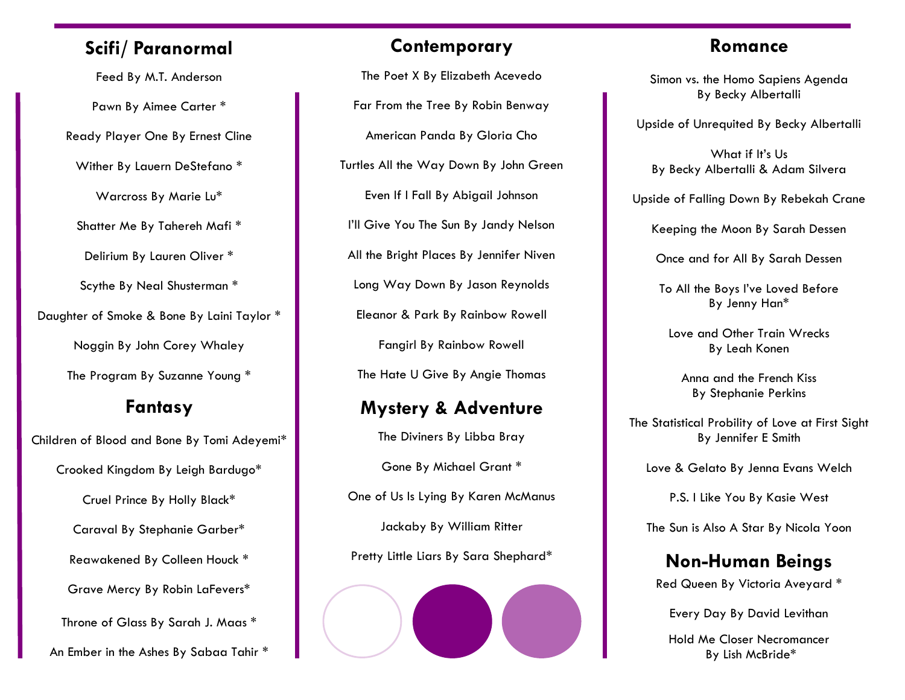## Scifi/ Paranormal

Feed By M.T. Anderson

Pawn By Aimee Carter *

Ready Player One By Ernest Cline

Wither By Lauern DeStefano *

Warcross By Marie Lu*

Shatter Me By Tahereh Mafi *

Delirium By Lauren Oliver *

Scythe By Neal Shusterman *

Daughter of Smoke & Bone By Laini Taylor *

Noggin By John Corey Whaley

The Program By Suzanne Young *

## Fantasy

Children of Blood and Bone By Tomi Adeyemi*

Crooked Kingdom By Leigh Bardugo*

Cruel Prince By Holly Black*

Caraval By Stephanie Garber*

Reawakened By Colleen Houck *

Grave Mercy By Robin LaFevers*

Throne of Glass By Sarah J. Maas *

An Ember in the Ashes By Sabaa Tahir *

## Contemporary

The Poet X By Elizabeth Acevedo

Far From the Tree By Robin Benway

American Panda By Gloria Cho

Turtles All the Way Down By John Green

Even If I Fall By Abigail Johnson

I'll Give You The Sun By Jandy Nelson

All the Bright Places By Jennifer Niven

Long Way Down By Jason Reynolds

Eleanor & Park By Rainbow Rowell

Fangirl By Rainbow Rowell

The Hate U Give By Angie Thomas

## Mystery & Adventure

The Diviners By Libba Bray

Gone By Michael Grant *

One of Us Is Lying By Karen McManus

Jackaby By William Ritter

Pretty Little Liars By Sara Shephard*

## Romance

Simon vs. the Homo Sapiens Agenda
By Becky Albertalli

Upside of Unrequited By Becky Albertalli

What if It's Us
By Becky Albertalli & Adam Silvera

Upside of Falling Down By Rebekah Crane

Keeping the Moon By Sarah Dessen

Once and for All By Sarah Dessen

To All the Boys I've Loved Before
By Jenny Han*

Love and Other Train Wrecks
By Leah Konen

Anna and the French Kiss
By Stephanie Perkins

The Statistical Probility of Love at First Sight
By Jennifer E Smith

Love & Gelato By Jenna Evans Welch

P.S. I Like You By Kasie West

The Sun is Also A Star By Nicola Yoon

## Non-Human Beings

Red Queen By Victoria Aveyard *

Every Day By David Levithan

Hold Me Closer Necromancer
By Lish McBride*